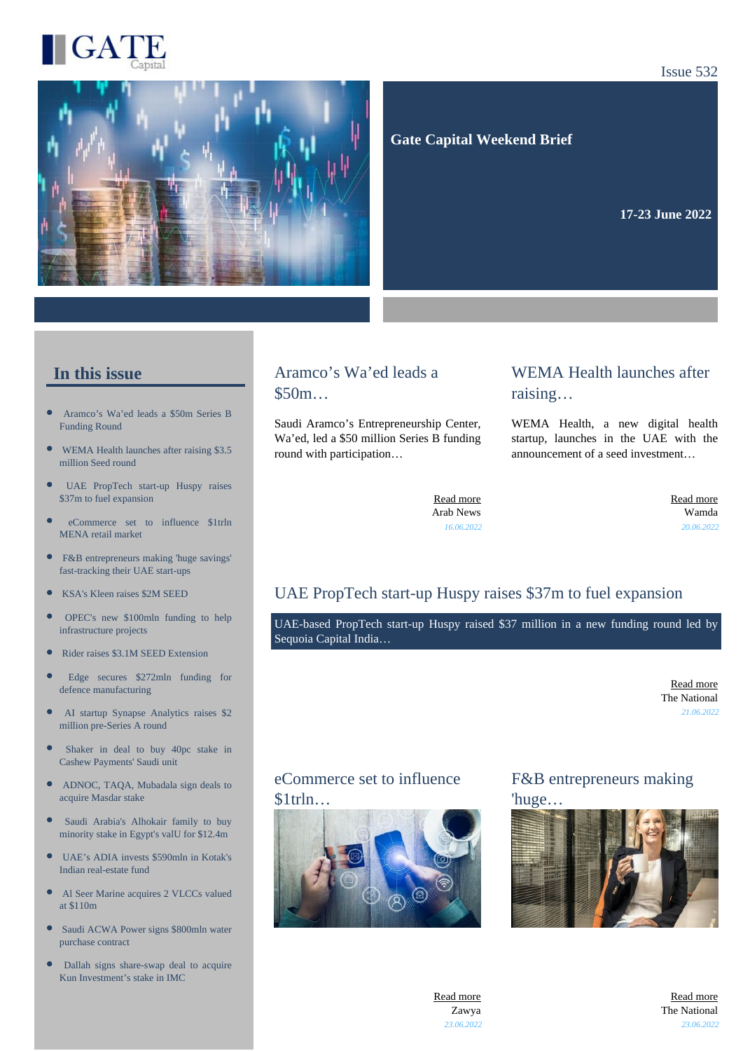GATE Capital

Issue 532

# Gate Capital Weekend Brief

**17-23 June 2022**

## In this issue

- Aramco's Wa'ed leads a $50m Series B Funding Round
- WEMA Health launches after raising $3.5 million Seed round
- UAE PropTech start-up Huspy raises $37m to fuel expansion
- eCommerce set to influence $1trln MENA retail market
- F&B entrepreneurs making 'huge savings' fast-tracking their UAE start-ups
- KSA's Kleen raises $2M SEED
- OPEC's new $100mln funding to help infrastructure projects
- Rider raises $3.1M SEED Extension
- Edge secures $272mln funding for defence manufacturing
- AI startup Synapse Analytics raises $2 million pre-Series A round
- Shaker in deal to buy 40pc stake in Cashew Payments' Saudi unit
- ADNOC, TAQA, Mubadala sign deals to acquire Masdar stake
- Saudi Arabia's Alhokair family to buy minority stake in Egypt's valU for $12.4m
- UAE's ADIA invests $590mln in Kotak's Indian real-estate fund
- Al Seer Marine acquires 2 VLCCs valued at $110m
- Saudi ACWA Power signs $800mln water purchase contract
- Dallah signs share-swap deal to acquire Kun Investment's stake in IMC

## Aramco's Wa'ed leads a $50m…

Saudi Aramco's Entrepreneurship Center, Wa'ed, led a $50 million Series B funding round with participation…

Read more
Arab News
*16.06.2022*

## WEMA Health launches after raising…

WEMA Health, a new digital health startup, launches in the UAE with the announcement of a seed investment…

Read more
Wamda
*20.06.2022*

## UAE PropTech start-up Huspy raises $37m to fuel expansion

UAE-based PropTech start-up Huspy raised $37 million in a new funding round led by Sequoia Capital India…

Read more
The National
*21.06.2022*

## eCommerce set to influence $1trln…

Read more
Zawya
*23.06.2022*

## F&B entrepreneurs making 'huge…

Read more
The National
*23.06.2022*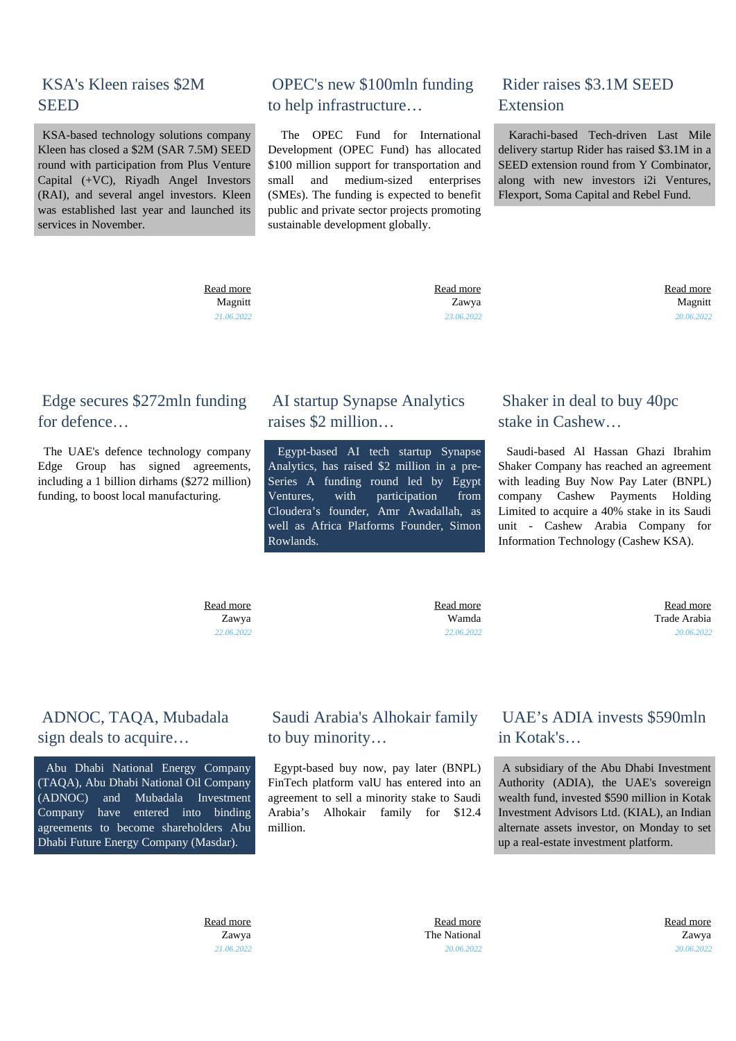## KSA's Kleen raises $2M SEED

KSA-based technology solutions company Kleen has closed a $2M (SAR 7.5M) SEED round with participation from Plus Venture Capital (+VC), Riyadh Angel Investors (RAI), and several angel investors. Kleen was established last year and launched its services in November.

Read more
Magnitt
21.06.2022

## OPEC's new $100mln funding to help infrastructure…

The OPEC Fund for International Development (OPEC Fund) has allocated $100 million support for transportation and small and medium-sized enterprises (SMEs). The funding is expected to benefit public and private sector projects promoting sustainable development globally.

Read more
Zawya
23.06.2022

## Rider raises $3.1M SEED Extension

Karachi-based Tech-driven Last Mile delivery startup Rider has raised $3.1M in a SEED extension round from Y Combinator, along with new investors i2i Ventures, Flexport, Soma Capital and Rebel Fund.

Read more
Magnitt
20.06.2022

## Edge secures $272mln funding for defence…

The UAE's defence technology company Edge Group has signed agreements, including a 1 billion dirhams ($272 million) funding, to boost local manufacturing.

Read more
Zawya
22.06.2022

## AI startup Synapse Analytics raises $2 million…

Egypt-based AI tech startup Synapse Analytics, has raised $2 million in a pre-Series A funding round led by Egypt Ventures, with participation from Cloudera's founder, Amr Awadallah, as well as Africa Platforms Founder, Simon Rowlands.

Read more
Wamda
22.06.2022

## Shaker in deal to buy 40pc stake in Cashew…

Saudi-based Al Hassan Ghazi Ibrahim Shaker Company has reached an agreement with leading Buy Now Pay Later (BNPL) company Cashew Payments Holding Limited to acquire a 40% stake in its Saudi unit - Cashew Arabia Company for Information Technology (Cashew KSA).

Read more
Trade Arabia
20.06.2022

## ADNOC, TAQA, Mubadala sign deals to acquire…

Abu Dhabi National Energy Company (TAQA), Abu Dhabi National Oil Company (ADNOC) and Mubadala Investment Company have entered into binding agreements to become shareholders Abu Dhabi Future Energy Company (Masdar).

Read more
Zawya
21.06.2022

## Saudi Arabia's Alhokair family to buy minority…

Egypt-based buy now, pay later (BNPL) FinTech platform valU has entered into an agreement to sell a minority stake to Saudi Arabia's Alhokair family for $12.4 million.

Read more
The National
20.06.2022

## UAE's ADIA invests $590mln in Kotak's…

A subsidiary of the Abu Dhabi Investment Authority (ADIA), the UAE's sovereign wealth fund, invested $590 million in Kotak Investment Advisors Ltd. (KIAL), an Indian alternate assets investor, on Monday to set up a real-estate investment platform.

Read more
Zawya
20.06.2022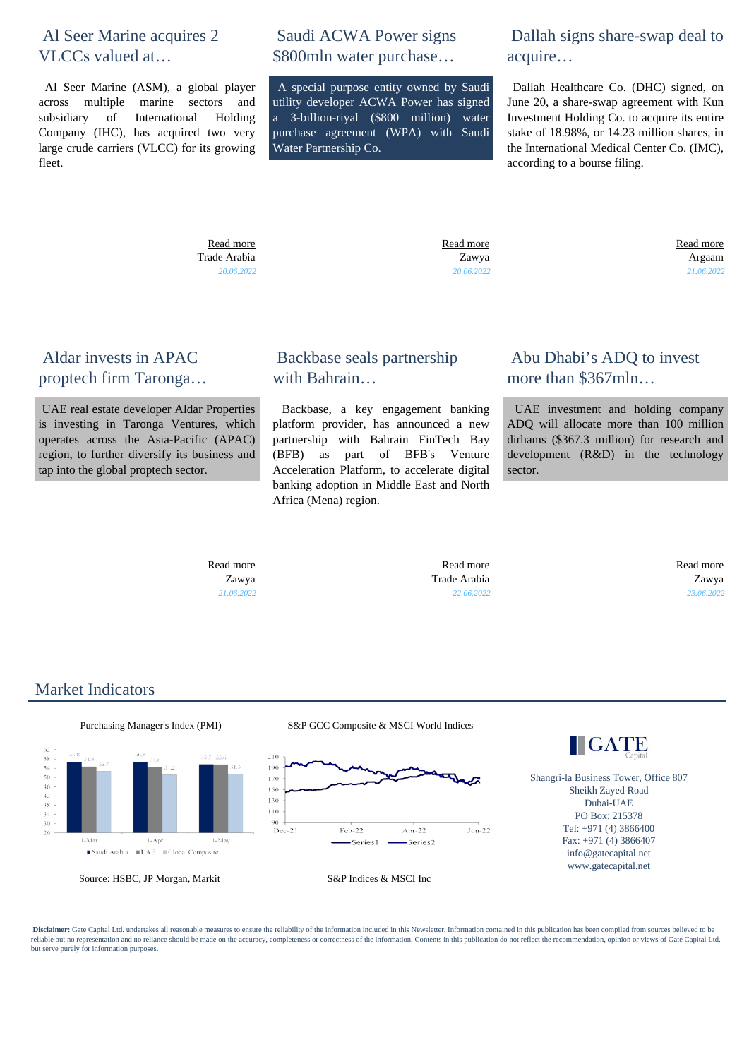## Al Seer Marine acquires 2 VLCCs valued at…

Al Seer Marine (ASM), a global player across multiple marine sectors and subsidiary of International Holding Company (IHC), has acquired two very large crude carriers (VLCC) for its growing fleet.

Read more
Trade Arabia
*20.06.2022*

## Saudi ACWA Power signs $800mln water purchase…

A special purpose entity owned by Saudi utility developer ACWA Power has signed a 3-billion-riyal ($800 million) water purchase agreement (WPA) with Saudi Water Partnership Co.

Read more
Zawya
*20.06.2022*

## Dallah signs share-swap deal to acquire…

Dallah Healthcare Co. (DHC) signed, on June 20, a share-swap agreement with Kun Investment Holding Co. to acquire its entire stake of 18.98%, or 14.23 million shares, in the International Medical Center Co. (IMC), according to a bourse filing.

Read more
Argaam
*21.06.2022*

## Aldar invests in APAC proptech firm Taronga…

UAE real estate developer Aldar Properties is investing in Taronga Ventures, which operates across the Asia-Pacific (APAC) region, to further diversify its business and tap into the global proptech sector.

Read more
Zawya
*21.06.2022*

## Backbase seals partnership with Bahrain…

Backbase, a key engagement banking platform provider, has announced a new partnership with Bahrain FinTech Bay (BFB) as part of BFB's Venture Acceleration Platform, to accelerate digital banking adoption in Middle East and North Africa (Mena) region.

Read more
Trade Arabia
*22.06.2022*

## Abu Dhabi's ADQ to invest more than $367mln…

UAE investment and holding company ADQ will allocate more than 100 million dirhams ($367.3 million) for research and development (R&D) in the technology sector.

Read more
Zawya
*23.06.2022*

## Market Indicators

Purchasing Manager's Index (PMI)

62
58
54
50
46
42
38
34
30
26

56.8 54.8 52.7
56.8 54.6 51.2
55.7 55.6 51.3

1-Mar 1-Apr 1-May

Saudi Arabia UAE Global Composite

Source: HSBC, JP Morgan, Markit

S&P GCC Composite & MSCI World Indices

210
190
170
150
130
110
90

Dec-21 Feb-22 Apr-22 Jun-22

Series1 Series2

S&P Indices & MSCI Inc

GATE Capital

Shangri-la Business Tower, Office 807
Sheikh Zayed Road
Dubai-UAE
PO Box: 215378
Tel: +971 (4) 3866400
Fax: +971 (4) 3866407
info@gatecapital.net
www.gatecapital.net

**Disclaimer:** Gate Capital Ltd. undertakes all reasonable measures to ensure the reliability of the information included in this Newsletter. Information contained in this publication has been compiled from sources believed to be reliable but no representation and no reliance should be made on the accuracy, completeness or correctness of the information. Contents in this publication do not reflect the recommendation, opinion or views of Gate Capital Ltd. but serve purely for information purposes.